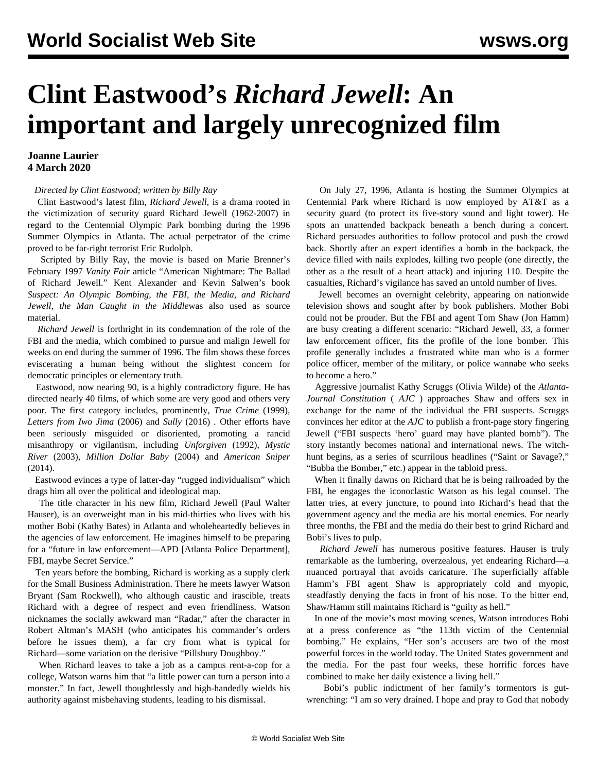# Clint Eastwood's *Richard Jewell*: An important and largely unrecognized film

**Joanne Laurier**
**4 March 2020**

*Directed by Clint Eastwood; written by Billy Ray*

Clint Eastwood's latest film, *Richard Jewell*, is a drama rooted in the victimization of security guard Richard Jewell (1962-2007) in regard to the Centennial Olympic Park bombing during the 1996 Summer Olympics in Atlanta. The actual perpetrator of the crime proved to be far-right terrorist Eric Rudolph.

Scripted by Billy Ray, the movie is based on Marie Brenner's February 1997 *Vanity Fair* article "American Nightmare: The Ballad of Richard Jewell." Kent Alexander and Kevin Salwen's book *Suspect: An Olympic Bombing, the FBI, the Media, and Richard Jewell, the Man Caught in the Middle*was also used as source material.

*Richard Jewell* is forthright in its condemnation of the role of the FBI and the media, which combined to pursue and malign Jewell for weeks on end during the summer of 1996. The film shows these forces eviscerating a human being without the slightest concern for democratic principles or elementary truth.

Eastwood, now nearing 90, is a highly contradictory figure. He has directed nearly 40 films, of which some are very good and others very poor. The first category includes, prominently, *True Crime* (1999), *Letters from Iwo Jima* (2006) and *Sully* (2016) . Other efforts have been seriously misguided or disoriented, promoting a rancid misanthropy or vigilantism, including *Unforgiven* (1992), *Mystic River* (2003), *Million Dollar Baby* (2004) and *American Sniper* (2014).

Eastwood evinces a type of latter-day "rugged individualism" which drags him all over the political and ideological map.

The title character in his new film, Richard Jewell (Paul Walter Hauser), is an overweight man in his mid-thirties who lives with his mother Bobi (Kathy Bates) in Atlanta and wholeheartedly believes in the agencies of law enforcement. He imagines himself to be preparing for a "future in law enforcement—APD [Atlanta Police Department], FBI, maybe Secret Service."

Ten years before the bombing, Richard is working as a supply clerk for the Small Business Administration. There he meets lawyer Watson Bryant (Sam Rockwell), who although caustic and irascible, treats Richard with a degree of respect and even friendliness. Watson nicknames the socially awkward man "Radar," after the character in Robert Altman's MASH (who anticipates his commander's orders before he issues them), a far cry from what is typical for Richard—some variation on the derisive "Pillsbury Doughboy."

When Richard leaves to take a job as a campus rent-a-cop for a college, Watson warns him that "a little power can turn a person into a monster." In fact, Jewell thoughtlessly and high-handedly wields his authority against misbehaving students, leading to his dismissal.

On July 27, 1996, Atlanta is hosting the Summer Olympics at Centennial Park where Richard is now employed by AT&T as a security guard (to protect its five-story sound and light tower). He spots an unattended backpack beneath a bench during a concert. Richard persuades authorities to follow protocol and push the crowd back. Shortly after an expert identifies a bomb in the backpack, the device filled with nails explodes, killing two people (one directly, the other as a the result of a heart attack) and injuring 110. Despite the casualties, Richard's vigilance has saved an untold number of lives.

Jewell becomes an overnight celebrity, appearing on nationwide television shows and sought after by book publishers. Mother Bobi could not be prouder. But the FBI and agent Tom Shaw (Jon Hamm) are busy creating a different scenario: "Richard Jewell, 33, a former law enforcement officer, fits the profile of the lone bomber. This profile generally includes a frustrated white man who is a former police officer, member of the military, or police wannabe who seeks to become a hero."

Aggressive journalist Kathy Scruggs (Olivia Wilde) of the *Atlanta-Journal Constitution* ( *AJC* ) approaches Shaw and offers sex in exchange for the name of the individual the FBI suspects. Scruggs convinces her editor at the *AJC* to publish a front-page story fingering Jewell ("FBI suspects 'hero' guard may have planted bomb"). The story instantly becomes national and international news. The witch-hunt begins, as a series of scurrilous headlines ("Saint or Savage?," "Bubba the Bomber," etc.) appear in the tabloid press.

When it finally dawns on Richard that he is being railroaded by the FBI, he engages the iconoclastic Watson as his legal counsel. The latter tries, at every juncture, to pound into Richard's head that the government agency and the media are his mortal enemies. For nearly three months, the FBI and the media do their best to grind Richard and Bobi's lives to pulp.

*Richard Jewell* has numerous positive features. Hauser is truly remarkable as the lumbering, overzealous, yet endearing Richard—a nuanced portrayal that avoids caricature. The superficially affable Hamm's FBI agent Shaw is appropriately cold and myopic, steadfastly denying the facts in front of his nose. To the bitter end, Shaw/Hamm still maintains Richard is "guilty as hell."

In one of the movie's most moving scenes, Watson introduces Bobi at a press conference as "the 113th victim of the Centennial bombing." He explains, "Her son's accusers are two of the most powerful forces in the world today. The United States government and the media. For the past four weeks, these horrific forces have combined to make her daily existence a living hell."

Bobi's public indictment of her family's tormentors is gut-wrenching: "I am so very drained. I hope and pray to God that nobody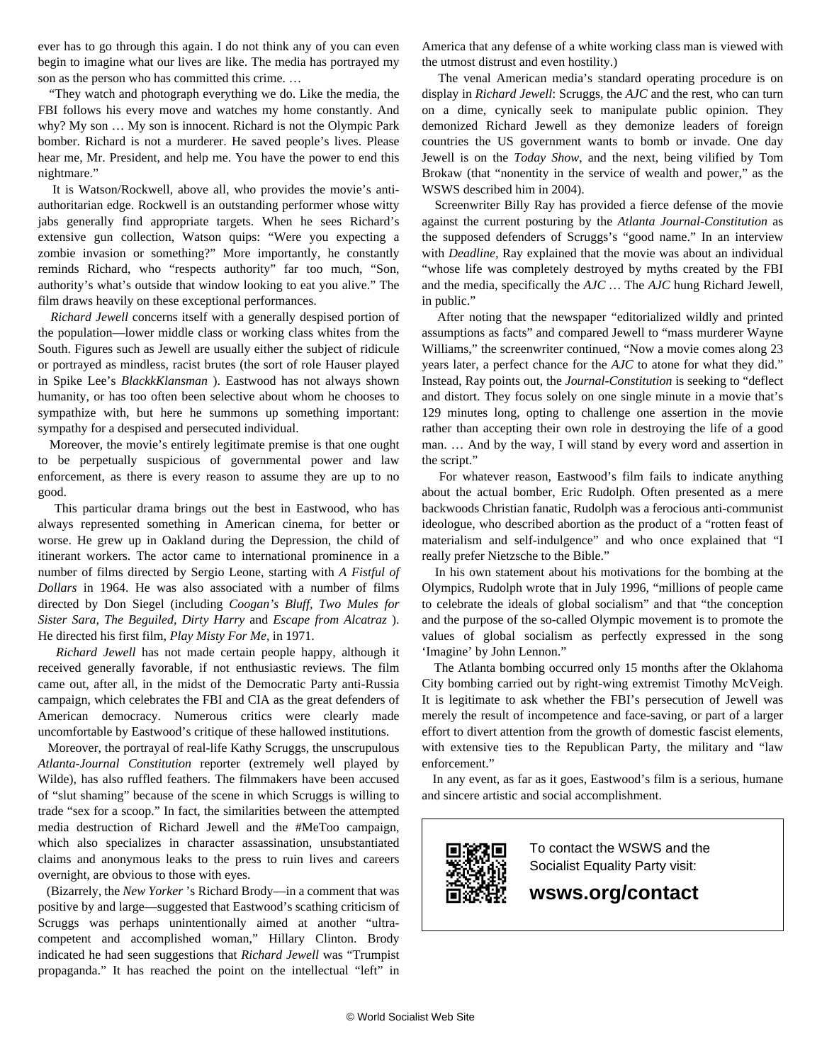ever has to go through this again. I do not think any of you can even begin to imagine what our lives are like. The media has portrayed my son as the person who has committed this crime. …

"They watch and photograph everything we do. Like the media, the FBI follows his every move and watches my home constantly. And why? My son … My son is innocent. Richard is not the Olympic Park bomber. Richard is not a murderer. He saved people's lives. Please hear me, Mr. President, and help me. You have the power to end this nightmare."

It is Watson/Rockwell, above all, who provides the movie's anti-authoritarian edge. Rockwell is an outstanding performer whose witty jabs generally find appropriate targets. When he sees Richard's extensive gun collection, Watson quips: "Were you expecting a zombie invasion or something?" More importantly, he constantly reminds Richard, who "respects authority" far too much, "Son, authority's what's outside that window looking to eat you alive." The film draws heavily on these exceptional performances.

*Richard Jewell* concerns itself with a generally despised portion of the population—lower middle class or working class whites from the South. Figures such as Jewell are usually either the subject of ridicule or portrayed as mindless, racist brutes (the sort of role Hauser played in Spike Lee's *BlackkKlansman* ). Eastwood has not always shown humanity, or has too often been selective about whom he chooses to sympathize with, but here he summons up something important: sympathy for a despised and persecuted individual.

Moreover, the movie's entirely legitimate premise is that one ought to be perpetually suspicious of governmental power and law enforcement, as there is every reason to assume they are up to no good.

This particular drama brings out the best in Eastwood, who has always represented something in American cinema, for better or worse. He grew up in Oakland during the Depression, the child of itinerant workers. The actor came to international prominence in a number of films directed by Sergio Leone, starting with *A Fistful of Dollars* in 1964. He was also associated with a number of films directed by Don Siegel (including *Coogan's Bluff*, *Two Mules for Sister Sara*, *The Beguiled*, *Dirty Harry* and *Escape from Alcatraz* ). He directed his first film, *Play Misty For Me*, in 1971.

*Richard Jewell* has not made certain people happy, although it received generally favorable, if not enthusiastic reviews. The film came out, after all, in the midst of the Democratic Party anti-Russia campaign, which celebrates the FBI and CIA as the great defenders of American democracy. Numerous critics were clearly made uncomfortable by Eastwood's critique of these hallowed institutions.

Moreover, the portrayal of real-life Kathy Scruggs, the unscrupulous *Atlanta-Journal Constitution* reporter (extremely well played by Wilde), has also ruffled feathers. The filmmakers have been accused of "slut shaming" because of the scene in which Scruggs is willing to trade "sex for a scoop." In fact, the similarities between the attempted media destruction of Richard Jewell and the #MeToo campaign, which also specializes in character assassination, unsubstantiated claims and anonymous leaks to the press to ruin lives and careers overnight, are obvious to those with eyes.

(Bizarrely, the *New Yorker* 's Richard Brody—in a comment that was positive by and large—suggested that Eastwood's scathing criticism of Scruggs was perhaps unintentionally aimed at another "ultra-competent and accomplished woman," Hillary Clinton. Brody indicated he had seen suggestions that *Richard Jewell* was "Trumpist propaganda." It has reached the point on the intellectual "left" in America that any defense of a white working class man is viewed with the utmost distrust and even hostility.)

The venal American media's standard operating procedure is on display in *Richard Jewell*: Scruggs, the *AJC* and the rest, who can turn on a dime, cynically seek to manipulate public opinion. They demonized Richard Jewell as they demonize leaders of foreign countries the US government wants to bomb or invade. One day Jewell is on the *Today Show*, and the next, being vilified by Tom Brokaw (that "nonentity in the service of wealth and power," as the WSWS described him in 2004).

Screenwriter Billy Ray has provided a fierce defense of the movie against the current posturing by the *Atlanta Journal-Constitution* as the supposed defenders of Scruggs's "good name." In an interview with *Deadline*, Ray explained that the movie was about an individual "whose life was completely destroyed by myths created by the FBI and the media, specifically the *AJC* … The *AJC* hung Richard Jewell, in public."

After noting that the newspaper "editorialized wildly and printed assumptions as facts" and compared Jewell to "mass murderer Wayne Williams," the screenwriter continued, "Now a movie comes along 23 years later, a perfect chance for the *AJC* to atone for what they did." Instead, Ray points out, the *Journal-Constitution* is seeking to "deflect and distort. They focus solely on one single minute in a movie that's 129 minutes long, opting to challenge one assertion in the movie rather than accepting their own role in destroying the life of a good man. … And by the way, I will stand by every word and assertion in the script."

For whatever reason, Eastwood's film fails to indicate anything about the actual bomber, Eric Rudolph. Often presented as a mere backwoods Christian fanatic, Rudolph was a ferocious anti-communist ideologue, who described abortion as the product of a "rotten feast of materialism and self-indulgence" and who once explained that "I really prefer Nietzsche to the Bible."

In his own statement about his motivations for the bombing at the Olympics, Rudolph wrote that in July 1996, "millions of people came to celebrate the ideals of global socialism" and that "the conception and the purpose of the so-called Olympic movement is to promote the values of global socialism as perfectly expressed in the song 'Imagine' by John Lennon."

The Atlanta bombing occurred only 15 months after the Oklahoma City bombing carried out by right-wing extremist Timothy McVeigh. It is legitimate to ask whether the FBI's persecution of Jewell was merely the result of incompetence and face-saving, or part of a larger effort to divert attention from the growth of domestic fascist elements, with extensive ties to the Republican Party, the military and "law enforcement."

In any event, as far as it goes, Eastwood's film is a serious, humane and sincere artistic and social accomplishment.

To contact the WSWS and the Socialist Equality Party visit:

**wsws.org/contact**